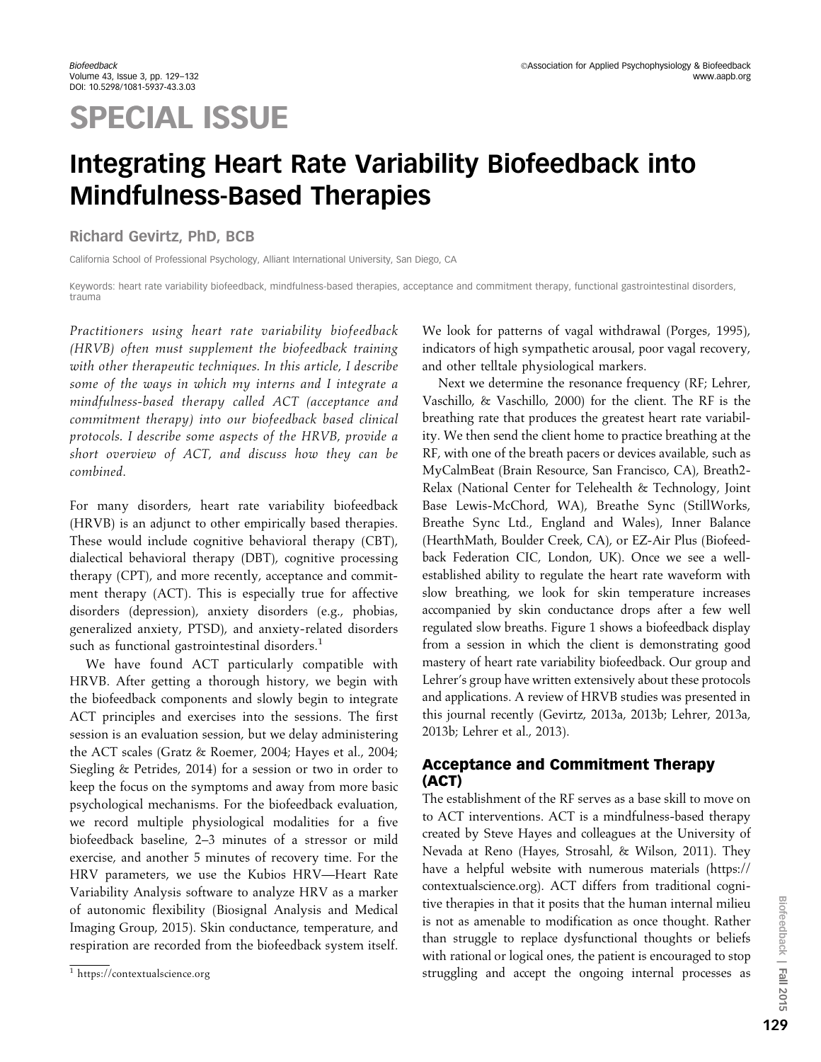# SPECIAL ISSUE

# Integrating Heart Rate Variability Biofeedback into Mindfulness-Based Therapies

**Richard Gevirtz, PhD, BCB**

California School of Professional Psychology, Alliant International University, San Diego, CA

Keywords: heart rate variability biofeedback, mindfulness-based therapies, acceptance and commitment therapy, functional gastrointestinal disorders, trauma

*Practitioners using heart rate variability biofeedback (HRVB) often must supplement the biofeedback training with other therapeutic techniques. In this article, I describe some of the ways in which my interns and I integrate a mindfulness-based therapy called ACT (acceptance and commitment therapy) into our biofeedback based clinical protocols. I describe some aspects of the HRVB, provide a short overview of ACT, and discuss how they can be combined.*

For many disorders, heart rate variability biofeedback (HRVB) is an adjunct to other empirically based therapies. These would include cognitive behavioral therapy (CBT), dialectical behavioral therapy (DBT), cognitive processing therapy (CPT), and more recently, acceptance and commitment therapy (ACT). This is especially true for affective disorders (depression), anxiety disorders (e.g., phobias, generalized anxiety, PTSD), and anxiety-related disorders such as functional gastrointestinal disorders.[1]

We have found ACT particularly compatible with HRVB. After getting a thorough history, we begin with the biofeedback components and slowly begin to integrate ACT principles and exercises into the sessions. The first session is an evaluation session, but we delay administering the ACT scales (Gratz & Roemer, 2004; Hayes et al., 2004; Siegling & Petrides, 2014) for a session or two in order to keep the focus on the symptoms and away from more basic psychological mechanisms. For the biofeedback evaluation, we record multiple physiological modalities for a five biofeedback baseline, 2–3 minutes of a stressor or mild exercise, and another 5 minutes of recovery time. For the HRV parameters, we use the Kubios HRV—Heart Rate Variability Analysis software to analyze HRV as a marker of autonomic flexibility (Biosignal Analysis and Medical Imaging Group, 2015). Skin conductance, temperature, and respiration are recorded from the biofeedback system itself. We look for patterns of vagal withdrawal (Porges, 1995), indicators of high sympathetic arousal, poor vagal recovery, and other telltale physiological markers.

Next we determine the resonance frequency (RF; Lehrer, Vaschillo, & Vaschillo, 2000) for the client. The RF is the breathing rate that produces the greatest heart rate variability. We then send the client home to practice breathing at the RF, with one of the breath pacers or devices available, such as MyCalmBeat (Brain Resource, San Francisco, CA), Breath2-Relax (National Center for Telehealth & Technology, Joint Base Lewis-McChord, WA), Breathe Sync (StillWorks, Breathe Sync Ltd., England and Wales), Inner Balance (HearthMath, Boulder Creek, CA), or EZ-Air Plus (Biofeedback Federation CIC, London, UK). Once we see a well-established ability to regulate the heart rate waveform with slow breathing, we look for skin temperature increases accompanied by skin conductance drops after a few well regulated slow breaths. Figure 1 shows a biofeedback display from a session in which the client is demonstrating good mastery of heart rate variability biofeedback. Our group and Lehrer's group have written extensively about these protocols and applications. A review of HRVB studies was presented in this journal recently (Gevirtz, 2013a, 2013b; Lehrer, 2013a, 2013b; Lehrer et al., 2013).

## Acceptance and Commitment Therapy (ACT)

The establishment of the RF serves as a base skill to move on to ACT interventions. ACT is a mindfulness-based therapy created by Steve Hayes and colleagues at the University of Nevada at Reno (Hayes, Strosahl, & Wilson, 2011). They have a helpful website with numerous materials (https://contextualscience.org). ACT differs from traditional cognitive therapies in that it posits that the human internal milieu is not as amenable to modification as once thought. Rather than struggle to replace dysfunctional thoughts or beliefs with rational or logical ones, the patient is encouraged to stop struggling and accept the ongoing internal processes as

[1] https://contextualscience.org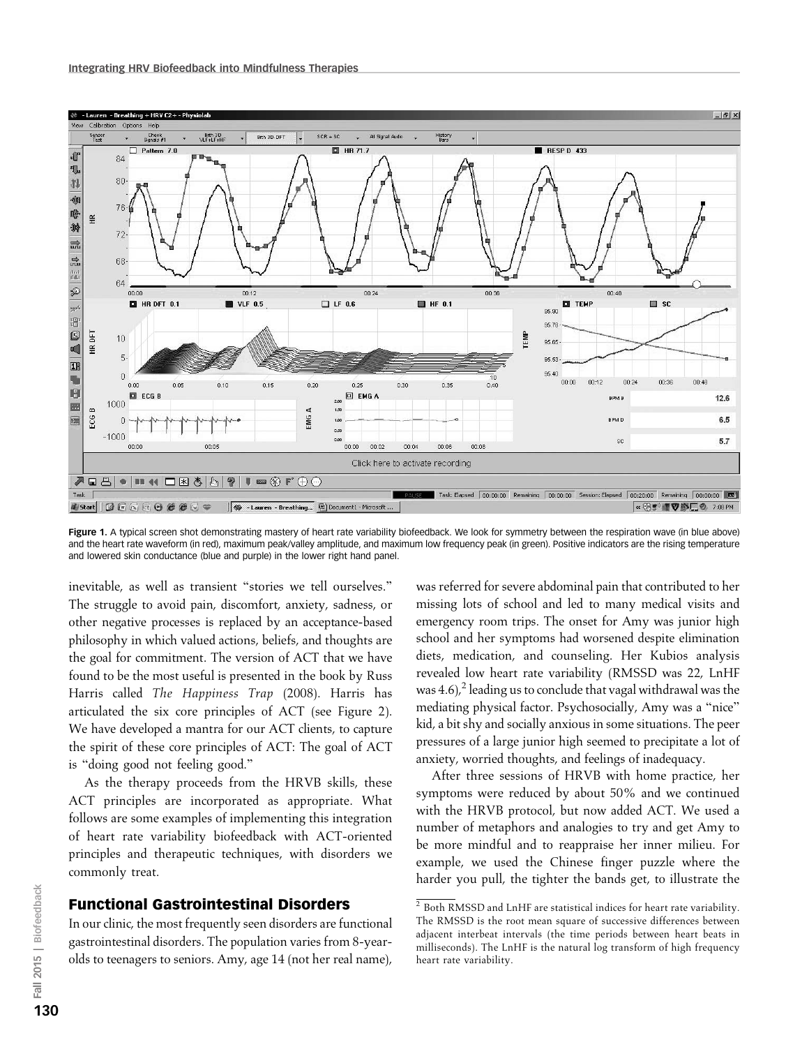Figure 1. A typical screen shot demonstrating mastery of heart rate variability biofeedback. We look for symmetry between the respiration wave (in blue above) and the heart rate waveform (in red), maximum peak/valley amplitude, and maximum low frequency peak (in green). Positive indicators are the rising temperature and lowered skin conductance (blue and purple) in the lower right hand panel.

inevitable, as well as transient "stories we tell ourselves." The struggle to avoid pain, discomfort, anxiety, sadness, or other negative processes is replaced by an acceptance-based philosophy in which valued actions, beliefs, and thoughts are the goal for commitment. The version of ACT that we have found to be the most useful is presented in the book by Russ Harris called *The Happiness Trap* (2008). Harris has articulated the six core principles of ACT (see Figure 2). We have developed a mantra for our ACT clients, to capture the spirit of these core principles of ACT: The goal of ACT is "doing good not feeling good."

As the therapy proceeds from the HRVB skills, these ACT principles are incorporated as appropriate. What follows are some examples of implementing this integration of heart rate variability biofeedback with ACT-oriented principles and therapeutic techniques, with disorders we commonly treat.

## Functional Gastrointestinal Disorders

In our clinic, the most frequently seen disorders are functional gastrointestinal disorders. The population varies from 8-year-olds to teenagers to seniors. Amy, age 14 (not her real name), was referred for severe abdominal pain that contributed to her missing lots of school and led to many medical visits and emergency room trips. The onset for Amy was junior high school and her symptoms had worsened despite elimination diets, medication, and counseling. Her Kubios analysis revealed low heart rate variability (RMSSD was 22, LnHF was 4.6),[2] leading us to conclude that vagal withdrawal was the mediating physical factor. Psychosocially, Amy was a "nice" kid, a bit shy and socially anxious in some situations. The peer pressures of a large junior high seemed to precipitate a lot of anxiety, worried thoughts, and feelings of inadequacy.

After three sessions of HRVB with home practice, her symptoms were reduced by about 50% and we continued with the HRVB protocol, but now added ACT. We used a number of metaphors and analogies to try and get Amy to be more mindful and to reappraise her inner milieu. For example, we used the Chinese finger puzzle where the harder you pull, the tighter the bands get, to illustrate the

[2] Both RMSSD and LnHF are statistical indices for heart rate variability. The RMSSD is the root mean square of successive differences between adjacent interbeat intervals (the time periods between heart beats in milliseconds). The LnHF is the natural log transform of high frequency heart rate variability.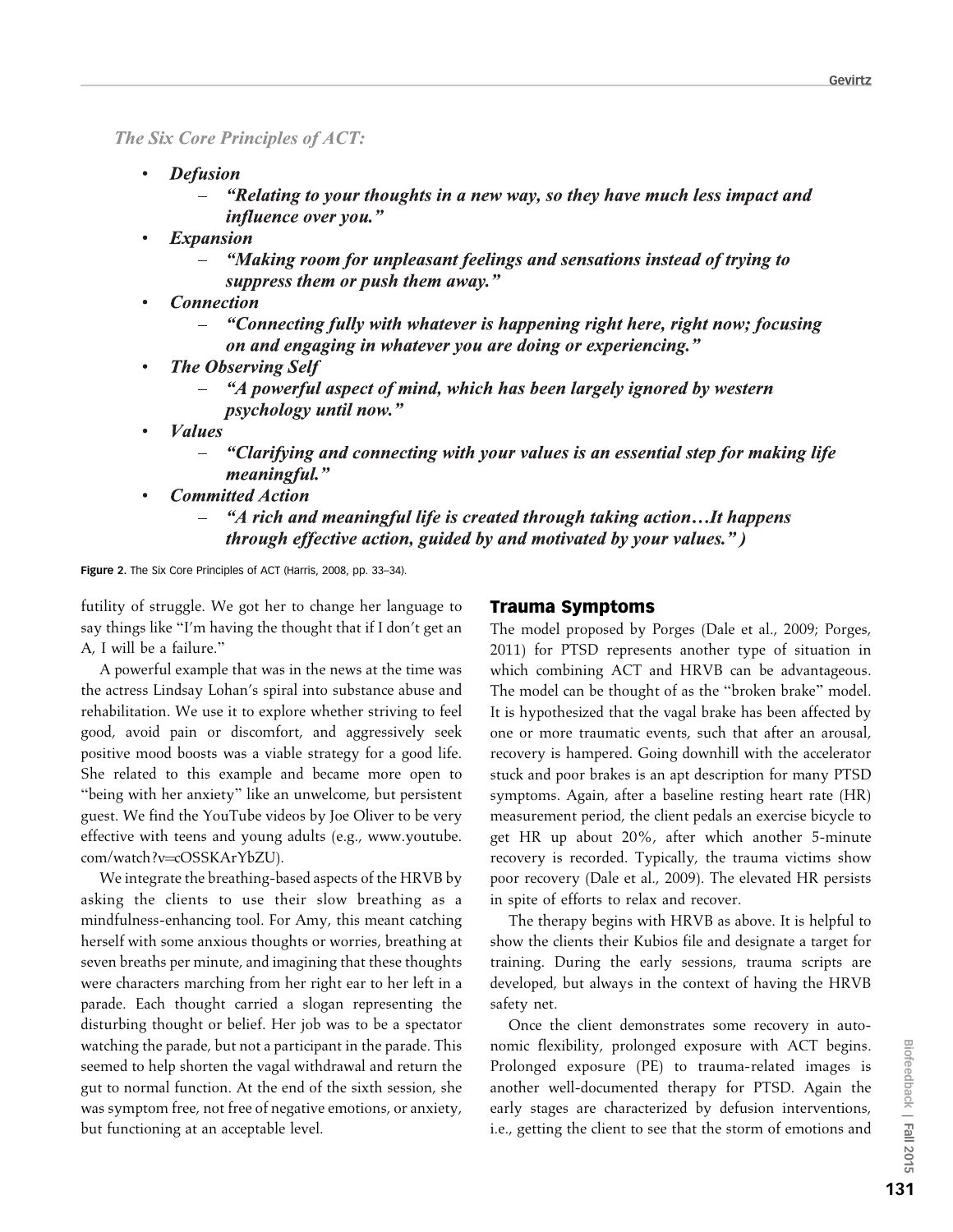*The Six Core Principles of ACT:*

- ***Defusion***
  - ***"Relating to your thoughts in a new way, so they have much less impact and influence over you."***
- ***Expansion***
  - ***"Making room for unpleasant feelings and sensations instead of trying to suppress them or push them away."***
- ***Connection***
  - ***"Connecting fully with whatever is happening right here, right now; focusing on and engaging in whatever you are doing or experiencing."***
- ***The Observing Self***
  - ***"A powerful aspect of mind, which has been largely ignored by western psychology until now."***
- ***Values***
  - ***"Clarifying and connecting with your values is an essential step for making life meaningful."***
- ***Committed Action***
  - ***"A rich and meaningful life is created through taking action…It happens through effective action, guided by and motivated by your values." )***

**Figure 2.** The Six Core Principles of ACT (Harris, 2008, pp. 33–34).

futility of struggle. We got her to change her language to say things like "I'm having the thought that if I don't get an A, I will be a failure."

A powerful example that was in the news at the time was the actress Lindsay Lohan's spiral into substance abuse and rehabilitation. We use it to explore whether striving to feel good, avoid pain or discomfort, and aggressively seek positive mood boosts was a viable strategy for a good life. She related to this example and became more open to "being with her anxiety" like an unwelcome, but persistent guest. We find the YouTube videos by Joe Oliver to be very effective with teens and young adults (e.g., www.youtube.com/watch?v=cOSSKArYbZU).

We integrate the breathing-based aspects of the HRVB by asking the clients to use their slow breathing as a mindfulness-enhancing tool. For Amy, this meant catching herself with some anxious thoughts or worries, breathing at seven breaths per minute, and imagining that these thoughts were characters marching from her right ear to her left in a parade. Each thought carried a slogan representing the disturbing thought or belief. Her job was to be a spectator watching the parade, but not a participant in the parade. This seemed to help shorten the vagal withdrawal and return the gut to normal function. At the end of the sixth session, she was symptom free, not free of negative emotions, or anxiety, but functioning at an acceptable level.

## Trauma Symptoms

The model proposed by Porges (Dale et al., 2009; Porges, 2011) for PTSD represents another type of situation in which combining ACT and HRVB can be advantageous. The model can be thought of as the "broken brake" model. It is hypothesized that the vagal brake has been affected by one or more traumatic events, such that after an arousal, recovery is hampered. Going downhill with the accelerator stuck and poor brakes is an apt description for many PTSD symptoms. Again, after a baseline resting heart rate (HR) measurement period, the client pedals an exercise bicycle to get HR up about 20%, after which another 5-minute recovery is recorded. Typically, the trauma victims show poor recovery (Dale et al., 2009). The elevated HR persists in spite of efforts to relax and recover.

The therapy begins with HRVB as above. It is helpful to show the clients their Kubios file and designate a target for training. During the early sessions, trauma scripts are developed, but always in the context of having the HRVB safety net.

Once the client demonstrates some recovery in autonomic flexibility, prolonged exposure with ACT begins. Prolonged exposure (PE) to trauma-related images is another well-documented therapy for PTSD. Again the early stages are characterized by defusion interventions, i.e., getting the client to see that the storm of emotions and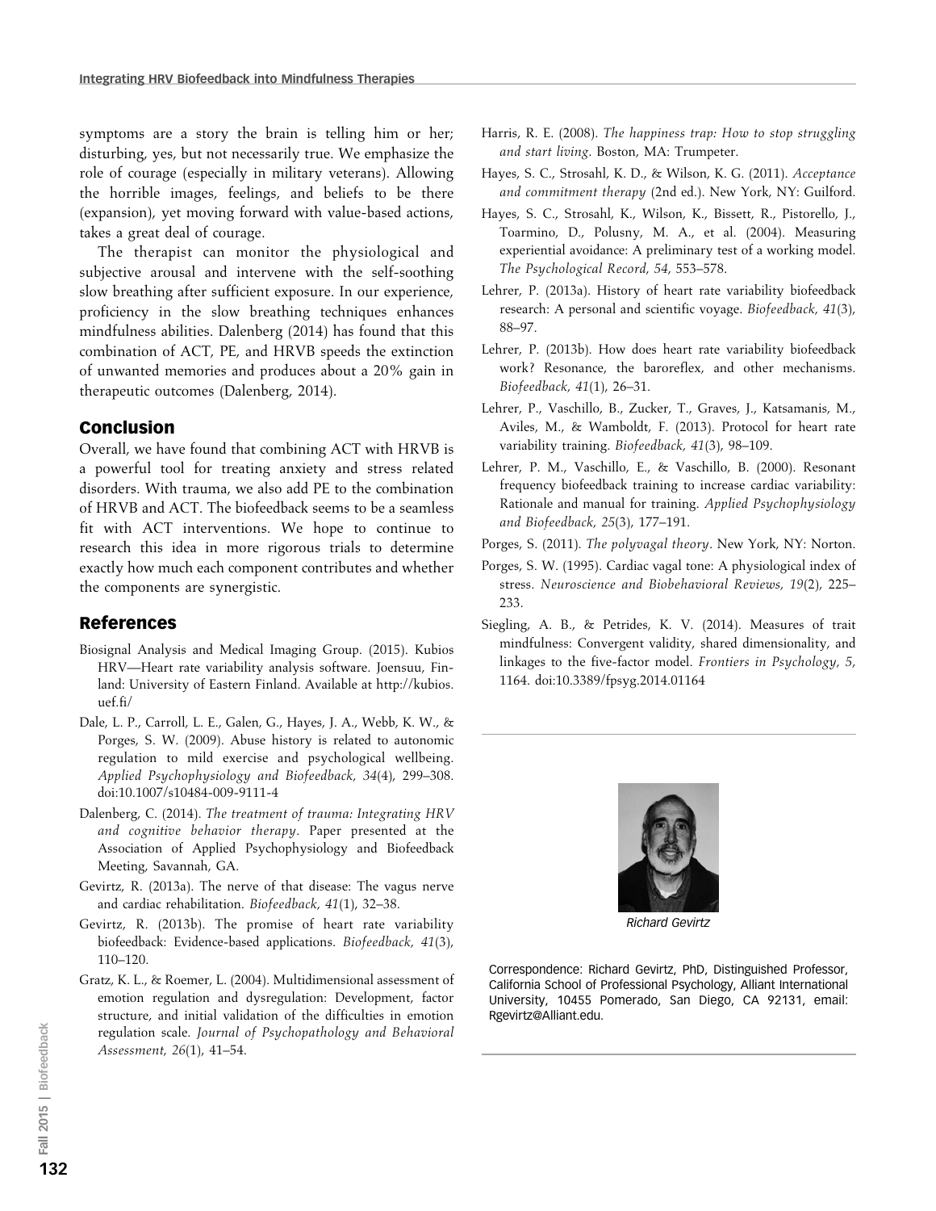symptoms are a story the brain is telling him or her; disturbing, yes, but not necessarily true. We emphasize the role of courage (especially in military veterans). Allowing the horrible images, feelings, and beliefs to be there (expansion), yet moving forward with value-based actions, takes a great deal of courage.

The therapist can monitor the physiological and subjective arousal and intervene with the self-soothing slow breathing after sufficient exposure. In our experience, proficiency in the slow breathing techniques enhances mindfulness abilities. Dalenberg (2014) has found that this combination of ACT, PE, and HRVB speeds the extinction of unwanted memories and produces about a 20% gain in therapeutic outcomes (Dalenberg, 2014).

## Conclusion

Overall, we have found that combining ACT with HRVB is a powerful tool for treating anxiety and stress related disorders. With trauma, we also add PE to the combination of HRVB and ACT. The biofeedback seems to be a seamless fit with ACT interventions. We hope to continue to research this idea in more rigorous trials to determine exactly how much each component contributes and whether the components are synergistic.

## References

Biosignal Analysis and Medical Imaging Group. (2015). Kubios HRV—Heart rate variability analysis software. Joensuu, Finland: University of Eastern Finland. Available at http://kubios.uef.fi/

Dale, L. P., Carroll, L. E., Galen, G., Hayes, J. A., Webb, K. W., & Porges, S. W. (2009). Abuse history is related to autonomic regulation to mild exercise and psychological wellbeing. *Applied Psychophysiology and Biofeedback, 34*(4), 299–308. doi:10.1007/s10484-009-9111-4

Dalenberg, C. (2014). *The treatment of trauma: Integrating HRV and cognitive behavior therapy*. Paper presented at the Association of Applied Psychophysiology and Biofeedback Meeting, Savannah, GA.

Gevirtz, R. (2013a). The nerve of that disease: The vagus nerve and cardiac rehabilitation. *Biofeedback, 41*(1), 32–38.

Gevirtz, R. (2013b). The promise of heart rate variability biofeedback: Evidence-based applications. *Biofeedback, 41*(3), 110–120.

Gratz, K. L., & Roemer, L. (2004). Multidimensional assessment of emotion regulation and dysregulation: Development, factor structure, and initial validation of the difficulties in emotion regulation scale. *Journal of Psychopathology and Behavioral Assessment, 26*(1), 41–54.

Harris, R. E. (2008). *The happiness trap: How to stop struggling and start living*. Boston, MA: Trumpeter.

Hayes, S. C., Strosahl, K. D., & Wilson, K. G. (2011). *Acceptance and commitment therapy* (2nd ed.). New York, NY: Guilford.

Hayes, S. C., Strosahl, K., Wilson, K., Bissett, R., Pistorello, J., Toarmino, D., Polusny, M. A., et al. (2004). Measuring experiential avoidance: A preliminary test of a working model. *The Psychological Record, 54*, 553–578.

Lehrer, P. (2013a). History of heart rate variability biofeedback research: A personal and scientific voyage. *Biofeedback, 41*(3), 88–97.

Lehrer, P. (2013b). How does heart rate variability biofeedback work? Resonance, the baroreflex, and other mechanisms. *Biofeedback, 41*(1), 26–31.

Lehrer, P., Vaschillo, B., Zucker, T., Graves, J., Katsamanis, M., Aviles, M., & Wamboldt, F. (2013). Protocol for heart rate variability training. *Biofeedback, 41*(3), 98–109.

Lehrer, P. M., Vaschillo, E., & Vaschillo, B. (2000). Resonant frequency biofeedback training to increase cardiac variability: Rationale and manual for training. *Applied Psychophysiology and Biofeedback, 25*(3), 177–191.

Porges, S. (2011). *The polyvagal theory*. New York, NY: Norton.

Porges, S. W. (1995). Cardiac vagal tone: A physiological index of stress. *Neuroscience and Biobehavioral Reviews, 19*(2), 225–233.

Siegling, A. B., & Petrides, K. V. (2014). Measures of trait mindfulness: Convergent validity, shared dimensionality, and linkages to the five-factor model. *Frontiers in Psychology, 5*, 1164. doi:10.3389/fpsyg.2014.01164

Richard Gevirtz

Correspondence: Richard Gevirtz, PhD, Distinguished Professor, California School of Professional Psychology, Alliant International University, 10455 Pomerado, San Diego, CA 92131, email: Rgevirtz@Alliant.edu.